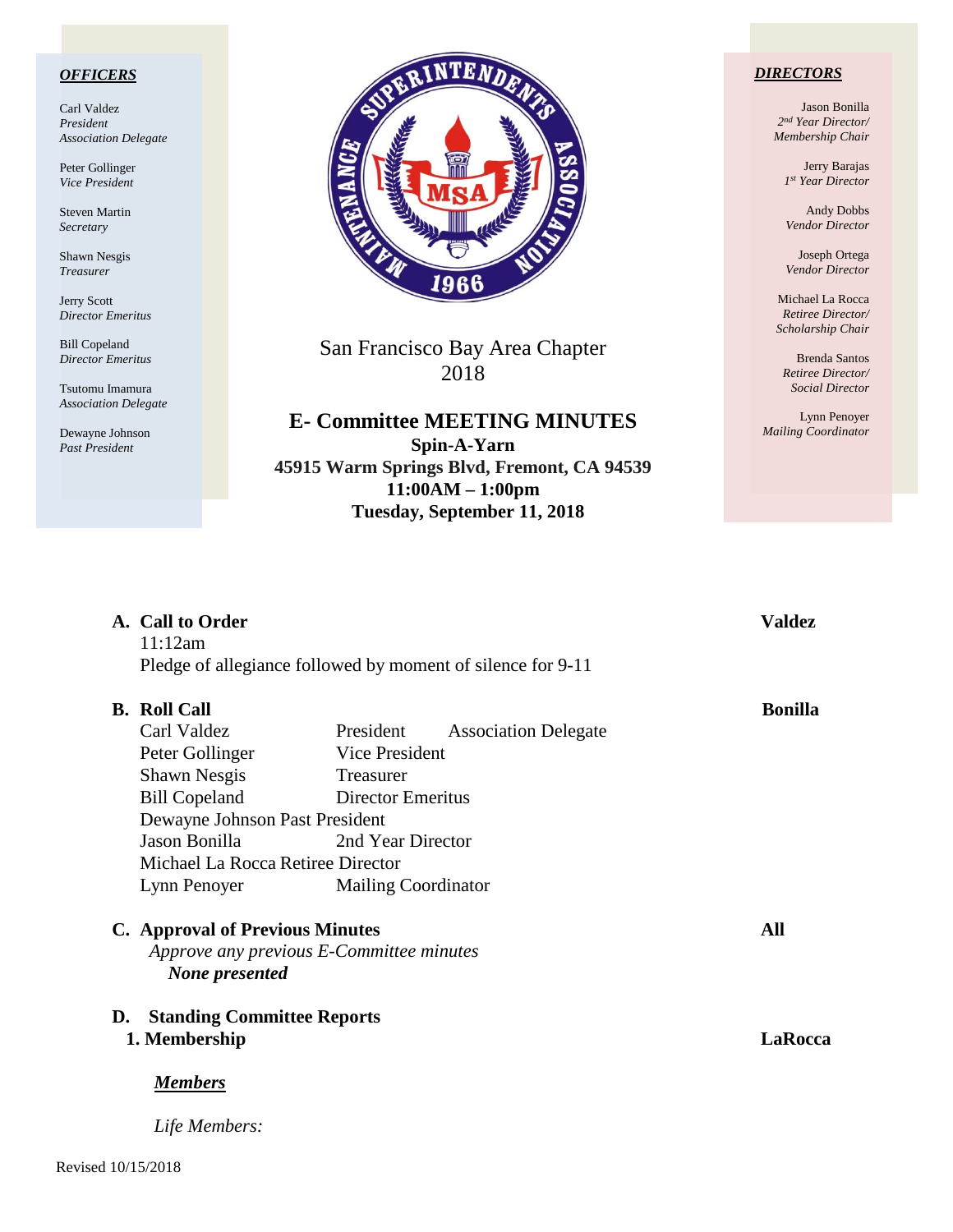**OFFICERS**

Carl Valdez
*President*
*Association Delegate*

Peter Gollinger
*Vice President*

Steven Martin
*Secretary*

Shawn Nesgis
*Treasurer*

Jerry Scott
*Director Emeritus*

Bill Copeland
*Director Emeritus*

Tsutomu Imamura
*Association Delegate*

Dewayne Johnson
*Past President*

San Francisco Bay Area Chapter
2018

# E- Committee MEETING MINUTES

**Spin-A-Yarn**
**45915 Warm Springs Blvd, Fremont, CA 94539**
**11:00AM – 1:00pm**
**Tuesday, September 11, 2018**

**DIRECTORS**

Jason Bonilla
*2nd Year Director/*
*Membership Chair*

Jerry Barajas
*1st Year Director*

Andy Dobbs
*Vendor Director*

Joseph Ortega
*Vendor Director*

Michael La Rocca
*Retiree Director/*
*Scholarship Chair*

Brenda Santos
*Retiree Director/*
*Social Director*

Lynn Penoyer
*Mailing Coordinator*

**A. Call to Order** — **Valdez**

11:12am

Pledge of allegiance followed by moment of silence for 9-11

**B. Roll Call** — **Bonilla**

| | | |
|---|---|---|
| Carl Valdez | President | Association Delegate |
| Peter Gollinger | Vice President | |
| Shawn Nesgis | Treasurer | |
| Bill Copeland | Director Emeritus | |
| Dewayne Johnson | Past President | |
| Jason Bonilla | 2nd Year Director | |
| Michael La Rocca | Retiree Director | |
| Lynn Penoyer | Mailing Coordinator | |

**C. Approval of Previous Minutes** — **All**

*Approve any previous E-Committee minutes*

***None presented***

**D. Standing Committee Reports**

**1. Membership** — **LaRocca**

***Members***

*Life Members:*

Revised 10/15/2018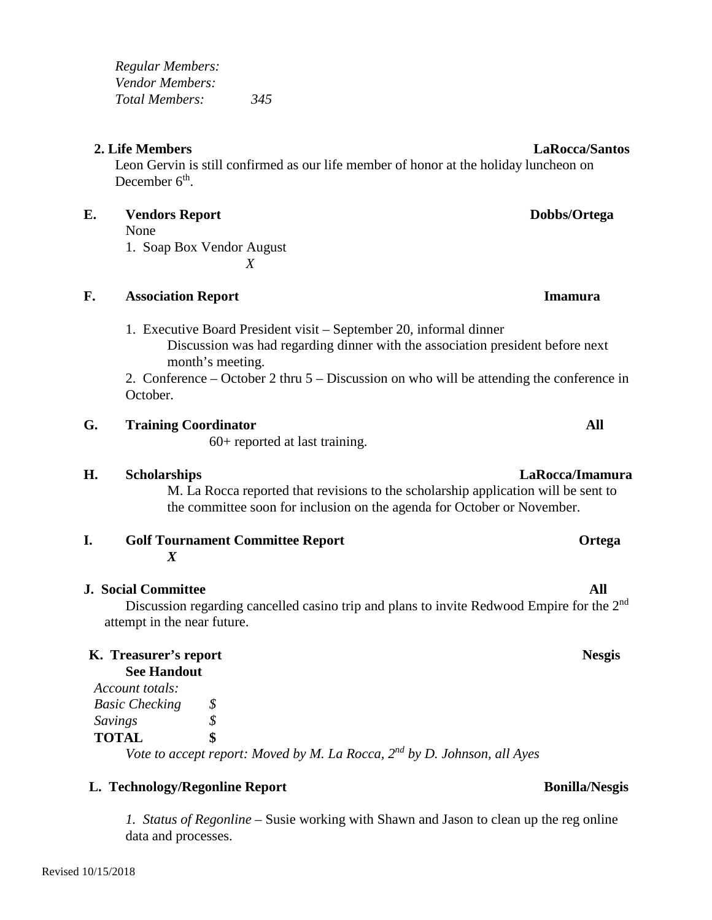*Regular Members:*
*Vendor Members:*
*Total Members: 345*

**2. Life Members** **LaRocca/Santos**

Leon Gervin is still confirmed as our life member of honor at the holiday luncheon on December 6th.

**E. Vendors Report** **Dobbs/Ortega**

None

1. Soap Box Vendor August

*X*

**F. Association Report** **Imamura**

1. Executive Board President visit – September 20, informal dinner
   Discussion was had regarding dinner with the association president before next month's meeting.
2. Conference – October 2 thru 5 – Discussion on who will be attending the conference in October.

**G. Training Coordinator** **All**

60+ reported at last training.

**H. Scholarships** **LaRocca/Imamura**

M. La Rocca reported that revisions to the scholarship application will be sent to the committee soon for inclusion on the agenda for October or November.

**I. Golf Tournament Committee Report** **Ortega**

***X***

**J. Social Committee** **All**

Discussion regarding cancelled casino trip and plans to invite Redwood Empire for the 2nd attempt in the near future.

**K. Treasurer's report** **Nesgis**

**See Handout**

*Account totals:*

| | |
|---|---|
| *Basic Checking* | *$* |
| *Savings* | *$* |
| **TOTAL** | **$** |

*Vote to accept report: Moved by M. La Rocca, 2nd by D. Johnson, all Ayes*

**L. Technology/Regonline Report** **Bonilla/Nesgis**

*1. Status of Regonline* – Susie working with Shawn and Jason to clean up the reg online data and processes.

Revised 10/15/2018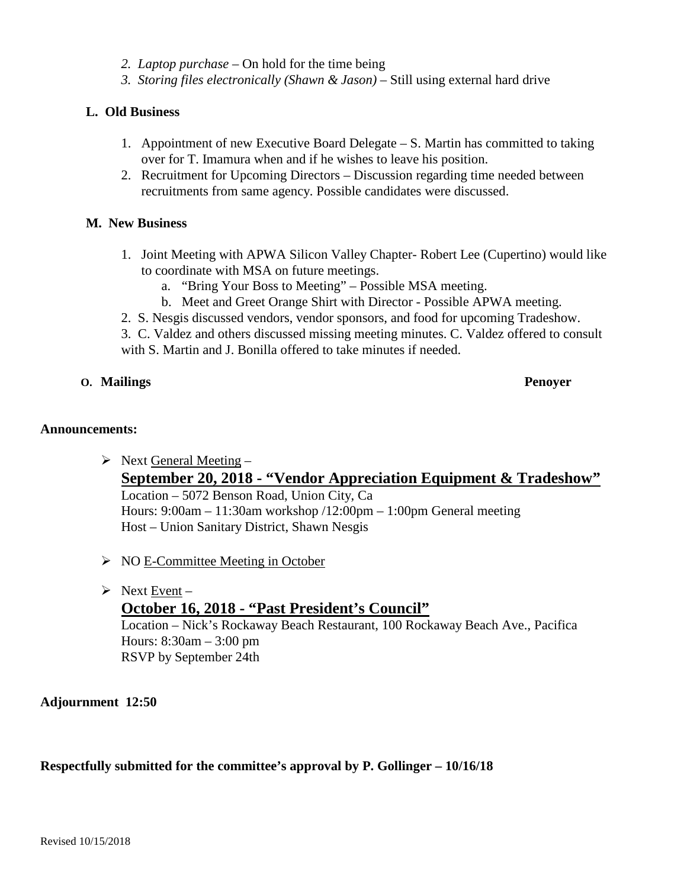2. *Laptop purchase* – On hold for the time being
3. *Storing files electronically (Shawn & Jason)* – Still using external hard drive

**L. Old Business**

1. Appointment of new Executive Board Delegate – S. Martin has committed to taking over for T. Imamura when and if he wishes to leave his position.
2. Recruitment for Upcoming Directors – Discussion regarding time needed between recruitments from same agency. Possible candidates were discussed.

**M. New Business**

1. Joint Meeting with APWA Silicon Valley Chapter- Robert Lee (Cupertino) would like to coordinate with MSA on future meetings.
   a. "Bring Your Boss to Meeting" – Possible MSA meeting.
   b. Meet and Greet Orange Shirt with Director - Possible APWA meeting.
2. S. Nesgis discussed vendors, vendor sponsors, and food for upcoming Tradeshow.
3. C. Valdez and others discussed missing meeting minutes. C. Valdez offered to consult with S. Martin and J. Bonilla offered to take minutes if needed.

**O. Mailings** **Penoyer**

**Announcements:**

- Next General Meeting –
  **September 20, 2018 - "Vendor Appreciation Equipment & Tradeshow"**
  Location – 5072 Benson Road, Union City, Ca
  Hours: 9:00am – 11:30am workshop /12:00pm – 1:00pm General meeting
  Host – Union Sanitary District, Shawn Nesgis

- NO E-Committee Meeting in October

- Next Event –
  **October 16, 2018 - "Past President's Council"**
  Location – Nick's Rockaway Beach Restaurant, 100 Rockaway Beach Ave., Pacifica
  Hours: 8:30am – 3:00 pm
  RSVP by September 24th

**Adjournment 12:50**

**Respectfully submitted for the committee's approval by P. Gollinger – 10/16/18**

Revised 10/15/2018